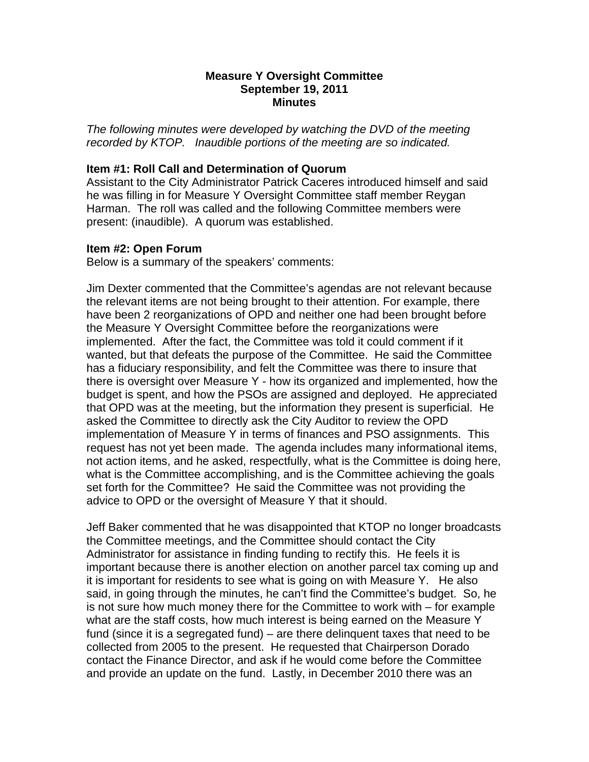**Measure Y Oversight Committee**
**September 19, 2011**
**Minutes**

*The following minutes were developed by watching the DVD of the meeting recorded by KTOP. Inaudible portions of the meeting are so indicated.*

**Item #1: Roll Call and Determination of Quorum**
Assistant to the City Administrator Patrick Caceres introduced himself and said he was filling in for Measure Y Oversight Committee staff member Reygan Harman. The roll was called and the following Committee members were present: (inaudible). A quorum was established.

**Item #2: Open Forum**
Below is a summary of the speakers' comments:

Jim Dexter commented that the Committee's agendas are not relevant because the relevant items are not being brought to their attention. For example, there have been 2 reorganizations of OPD and neither one had been brought before the Measure Y Oversight Committee before the reorganizations were implemented. After the fact, the Committee was told it could comment if it wanted, but that defeats the purpose of the Committee. He said the Committee has a fiduciary responsibility, and felt the Committee was there to insure that there is oversight over Measure Y - how its organized and implemented, how the budget is spent, and how the PSOs are assigned and deployed. He appreciated that OPD was at the meeting, but the information they present is superficial. He asked the Committee to directly ask the City Auditor to review the OPD implementation of Measure Y in terms of finances and PSO assignments. This request has not yet been made. The agenda includes many informational items, not action items, and he asked, respectfully, what is the Committee is doing here, what is the Committee accomplishing, and is the Committee achieving the goals set forth for the Committee? He said the Committee was not providing the advice to OPD or the oversight of Measure Y that it should.

Jeff Baker commented that he was disappointed that KTOP no longer broadcasts the Committee meetings, and the Committee should contact the City Administrator for assistance in finding funding to rectify this. He feels it is important because there is another election on another parcel tax coming up and it is important for residents to see what is going on with Measure Y. He also said, in going through the minutes, he can't find the Committee's budget. So, he is not sure how much money there for the Committee to work with – for example what are the staff costs, how much interest is being earned on the Measure Y fund (since it is a segregated fund) – are there delinquent taxes that need to be collected from 2005 to the present. He requested that Chairperson Dorado contact the Finance Director, and ask if he would come before the Committee and provide an update on the fund. Lastly, in December 2010 there was an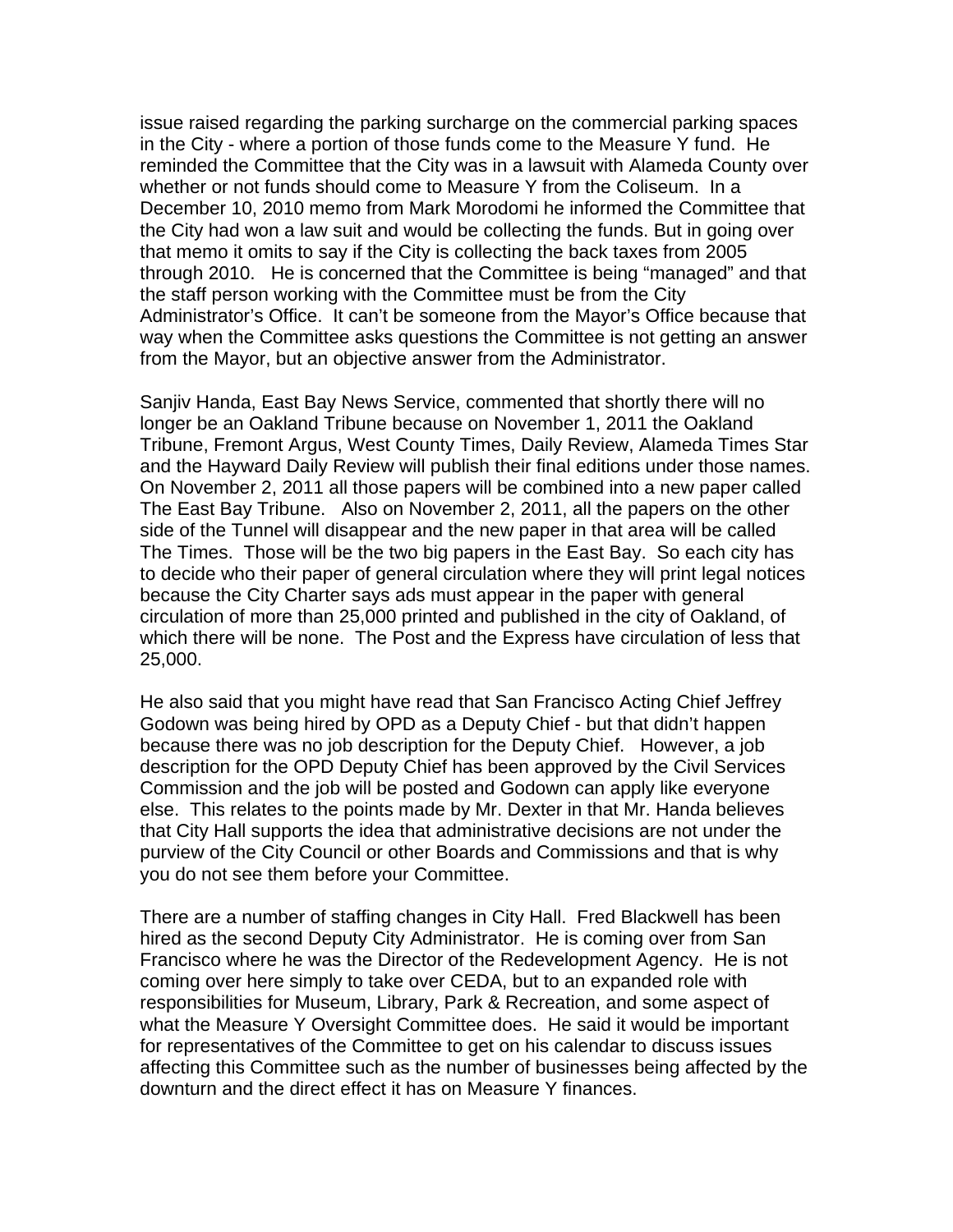issue raised regarding the parking surcharge on the commercial parking spaces in the City - where a portion of those funds come to the Measure Y fund. He reminded the Committee that the City was in a lawsuit with Alameda County over whether or not funds should come to Measure Y from the Coliseum. In a December 10, 2010 memo from Mark Morodomi he informed the Committee that the City had won a law suit and would be collecting the funds. But in going over that memo it omits to say if the City is collecting the back taxes from 2005 through 2010. He is concerned that the Committee is being "managed" and that the staff person working with the Committee must be from the City Administrator's Office. It can't be someone from the Mayor's Office because that way when the Committee asks questions the Committee is not getting an answer from the Mayor, but an objective answer from the Administrator.

Sanjiv Handa, East Bay News Service, commented that shortly there will no longer be an Oakland Tribune because on November 1, 2011 the Oakland Tribune, Fremont Argus, West County Times, Daily Review, Alameda Times Star and the Hayward Daily Review will publish their final editions under those names. On November 2, 2011 all those papers will be combined into a new paper called The East Bay Tribune. Also on November 2, 2011, all the papers on the other side of the Tunnel will disappear and the new paper in that area will be called The Times. Those will be the two big papers in the East Bay. So each city has to decide who their paper of general circulation where they will print legal notices because the City Charter says ads must appear in the paper with general circulation of more than 25,000 printed and published in the city of Oakland, of which there will be none. The Post and the Express have circulation of less that 25,000.

He also said that you might have read that San Francisco Acting Chief Jeffrey Godown was being hired by OPD as a Deputy Chief - but that didn't happen because there was no job description for the Deputy Chief. However, a job description for the OPD Deputy Chief has been approved by the Civil Services Commission and the job will be posted and Godown can apply like everyone else. This relates to the points made by Mr. Dexter in that Mr. Handa believes that City Hall supports the idea that administrative decisions are not under the purview of the City Council or other Boards and Commissions and that is why you do not see them before your Committee.

There are a number of staffing changes in City Hall. Fred Blackwell has been hired as the second Deputy City Administrator. He is coming over from San Francisco where he was the Director of the Redevelopment Agency. He is not coming over here simply to take over CEDA, but to an expanded role with responsibilities for Museum, Library, Park & Recreation, and some aspect of what the Measure Y Oversight Committee does. He said it would be important for representatives of the Committee to get on his calendar to discuss issues affecting this Committee such as the number of businesses being affected by the downturn and the direct effect it has on Measure Y finances.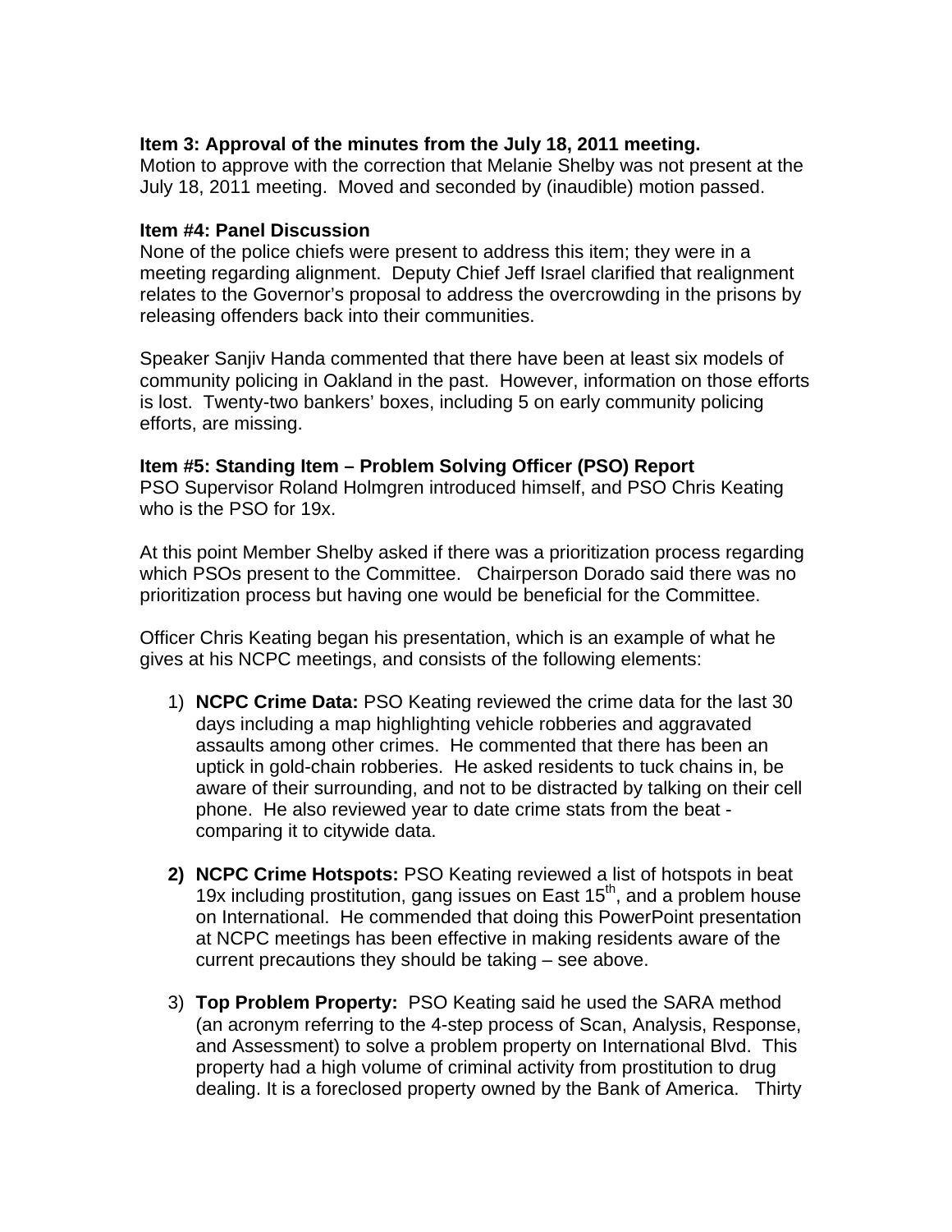**Item 3: Approval of the minutes from the July 18, 2011 meeting.**
Motion to approve with the correction that Melanie Shelby was not present at the July 18, 2011 meeting. Moved and seconded by (inaudible) motion passed.

**Item #4: Panel Discussion**
None of the police chiefs were present to address this item; they were in a meeting regarding alignment. Deputy Chief Jeff Israel clarified that realignment relates to the Governor's proposal to address the overcrowding in the prisons by releasing offenders back into their communities.

Speaker Sanjiv Handa commented that there have been at least six models of community policing in Oakland in the past. However, information on those efforts is lost. Twenty-two bankers' boxes, including 5 on early community policing efforts, are missing.

**Item #5: Standing Item – Problem Solving Officer (PSO) Report**
PSO Supervisor Roland Holmgren introduced himself, and PSO Chris Keating who is the PSO for 19x.

At this point Member Shelby asked if there was a prioritization process regarding which PSOs present to the Committee. Chairperson Dorado said there was no prioritization process but having one would be beneficial for the Committee.

Officer Chris Keating began his presentation, which is an example of what he gives at his NCPC meetings, and consists of the following elements:

1) **NCPC Crime Data:** PSO Keating reviewed the crime data for the last 30 days including a map highlighting vehicle robberies and aggravated assaults among other crimes. He commented that there has been an uptick in gold-chain robberies. He asked residents to tuck chains in, be aware of their surrounding, and not to be distracted by talking on their cell phone. He also reviewed year to date crime stats from the beat - comparing it to citywide data.

2) **NCPC Crime Hotspots:** PSO Keating reviewed a list of hotspots in beat 19x including prostitution, gang issues on East 15th, and a problem house on International. He commended that doing this PowerPoint presentation at NCPC meetings has been effective in making residents aware of the current precautions they should be taking – see above.

3) **Top Problem Property:** PSO Keating said he used the SARA method (an acronym referring to the 4-step process of Scan, Analysis, Response, and Assessment) to solve a problem property on International Blvd. This property had a high volume of criminal activity from prostitution to drug dealing. It is a foreclosed property owned by the Bank of America. Thirty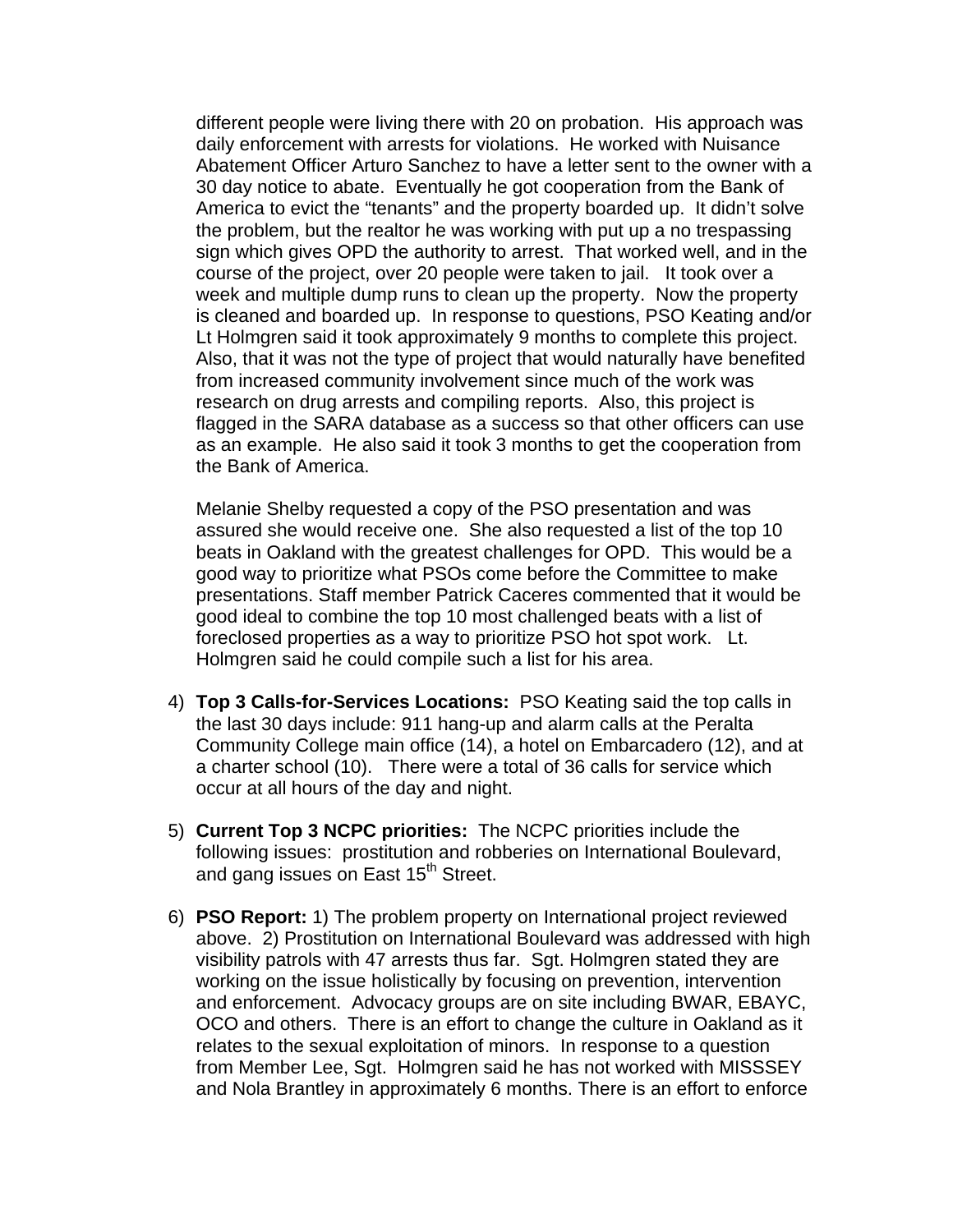different people were living there with 20 on probation. His approach was daily enforcement with arrests for violations. He worked with Nuisance Abatement Officer Arturo Sanchez to have a letter sent to the owner with a 30 day notice to abate. Eventually he got cooperation from the Bank of America to evict the "tenants" and the property boarded up. It didn't solve the problem, but the realtor he was working with put up a no trespassing sign which gives OPD the authority to arrest. That worked well, and in the course of the project, over 20 people were taken to jail. It took over a week and multiple dump runs to clean up the property. Now the property is cleaned and boarded up. In response to questions, PSO Keating and/or Lt Holmgren said it took approximately 9 months to complete this project. Also, that it was not the type of project that would naturally have benefited from increased community involvement since much of the work was research on drug arrests and compiling reports. Also, this project is flagged in the SARA database as a success so that other officers can use as an example. He also said it took 3 months to get the cooperation from the Bank of America.

Melanie Shelby requested a copy of the PSO presentation and was assured she would receive one. She also requested a list of the top 10 beats in Oakland with the greatest challenges for OPD. This would be a good way to prioritize what PSOs come before the Committee to make presentations. Staff member Patrick Caceres commented that it would be good ideal to combine the top 10 most challenged beats with a list of foreclosed properties as a way to prioritize PSO hot spot work. Lt. Holmgren said he could compile such a list for his area.

4) **Top 3 Calls-for-Services Locations:** PSO Keating said the top calls in the last 30 days include: 911 hang-up and alarm calls at the Peralta Community College main office (14), a hotel on Embarcadero (12), and at a charter school (10). There were a total of 36 calls for service which occur at all hours of the day and night.

5) **Current Top 3 NCPC priorities:** The NCPC priorities include the following issues: prostitution and robberies on International Boulevard, and gang issues on East 15th Street.

6) **PSO Report:** 1) The problem property on International project reviewed above. 2) Prostitution on International Boulevard was addressed with high visibility patrols with 47 arrests thus far. Sgt. Holmgren stated they are working on the issue holistically by focusing on prevention, intervention and enforcement. Advocacy groups are on site including BWAR, EBAYC, OCO and others. There is an effort to change the culture in Oakland as it relates to the sexual exploitation of minors. In response to a question from Member Lee, Sgt. Holmgren said he has not worked with MISSSEY and Nola Brantley in approximately 6 months. There is an effort to enforce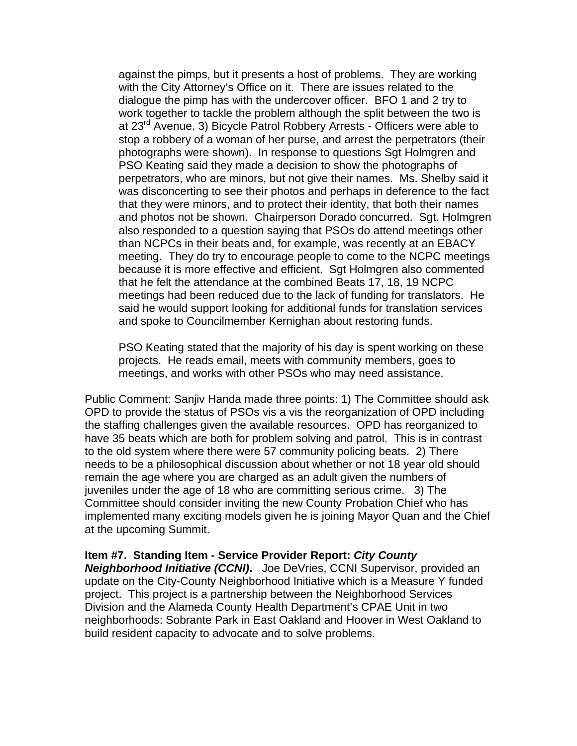against the pimps, but it presents a host of problems. They are working with the City Attorney's Office on it. There are issues related to the dialogue the pimp has with the undercover officer. BFO 1 and 2 try to work together to tackle the problem although the split between the two is at 23rd Avenue. 3) Bicycle Patrol Robbery Arrests - Officers were able to stop a robbery of a woman of her purse, and arrest the perpetrators (their photographs were shown). In response to questions Sgt Holmgren and PSO Keating said they made a decision to show the photographs of perpetrators, who are minors, but not give their names. Ms. Shelby said it was disconcerting to see their photos and perhaps in deference to the fact that they were minors, and to protect their identity, that both their names and photos not be shown. Chairperson Dorado concurred. Sgt. Holmgren also responded to a question saying that PSOs do attend meetings other than NCPCs in their beats and, for example, was recently at an EBACY meeting. They do try to encourage people to come to the NCPC meetings because it is more effective and efficient. Sgt Holmgren also commented that he felt the attendance at the combined Beats 17, 18, 19 NCPC meetings had been reduced due to the lack of funding for translators. He said he would support looking for additional funds for translation services and spoke to Councilmember Kernighan about restoring funds.

PSO Keating stated that the majority of his day is spent working on these projects. He reads email, meets with community members, goes to meetings, and works with other PSOs who may need assistance.

Public Comment: Sanjiv Handa made three points: 1) The Committee should ask OPD to provide the status of PSOs vis a vis the reorganization of OPD including the staffing challenges given the available resources. OPD has reorganized to have 35 beats which are both for problem solving and patrol. This is in contrast to the old system where there were 57 community policing beats. 2) There needs to be a philosophical discussion about whether or not 18 year old should remain the age where you are charged as an adult given the numbers of juveniles under the age of 18 who are committing serious crime. 3) The Committee should consider inviting the new County Probation Chief who has implemented many exciting models given he is joining Mayor Quan and the Chief at the upcoming Summit.

**Item #7. Standing Item - Service Provider Report: *City County Neighborhood Initiative (CCNI)*.** Joe DeVries, CCNI Supervisor, provided an update on the City-County Neighborhood Initiative which is a Measure Y funded project. This project is a partnership between the Neighborhood Services Division and the Alameda County Health Department's CPAE Unit in two neighborhoods: Sobrante Park in East Oakland and Hoover in West Oakland to build resident capacity to advocate and to solve problems.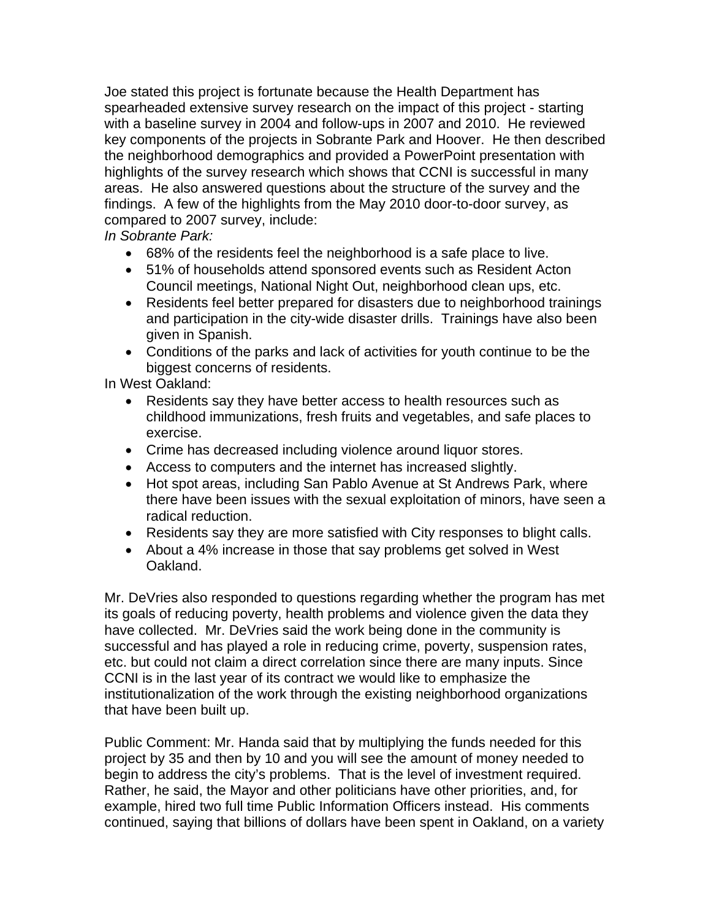Joe stated this project is fortunate because the Health Department has spearheaded extensive survey research on the impact of this project - starting with a baseline survey in 2004 and follow-ups in 2007 and 2010. He reviewed key components of the projects in Sobrante Park and Hoover. He then described the neighborhood demographics and provided a PowerPoint presentation with highlights of the survey research which shows that CCNI is successful in many areas. He also answered questions about the structure of the survey and the findings. A few of the highlights from the May 2010 door-to-door survey, as compared to 2007 survey, include:

*In Sobrante Park:*

- 68% of the residents feel the neighborhood is a safe place to live.
- 51% of households attend sponsored events such as Resident Acton Council meetings, National Night Out, neighborhood clean ups, etc.
- Residents feel better prepared for disasters due to neighborhood trainings and participation in the city-wide disaster drills. Trainings have also been given in Spanish.
- Conditions of the parks and lack of activities for youth continue to be the biggest concerns of residents.

In West Oakland:

- Residents say they have better access to health resources such as childhood immunizations, fresh fruits and vegetables, and safe places to exercise.
- Crime has decreased including violence around liquor stores.
- Access to computers and the internet has increased slightly.
- Hot spot areas, including San Pablo Avenue at St Andrews Park, where there have been issues with the sexual exploitation of minors, have seen a radical reduction.
- Residents say they are more satisfied with City responses to blight calls.
- About a 4% increase in those that say problems get solved in West Oakland.

Mr. DeVries also responded to questions regarding whether the program has met its goals of reducing poverty, health problems and violence given the data they have collected. Mr. DeVries said the work being done in the community is successful and has played a role in reducing crime, poverty, suspension rates, etc. but could not claim a direct correlation since there are many inputs. Since CCNI is in the last year of its contract we would like to emphasize the institutionalization of the work through the existing neighborhood organizations that have been built up.

Public Comment: Mr. Handa said that by multiplying the funds needed for this project by 35 and then by 10 and you will see the amount of money needed to begin to address the city's problems. That is the level of investment required. Rather, he said, the Mayor and other politicians have other priorities, and, for example, hired two full time Public Information Officers instead. His comments continued, saying that billions of dollars have been spent in Oakland, on a variety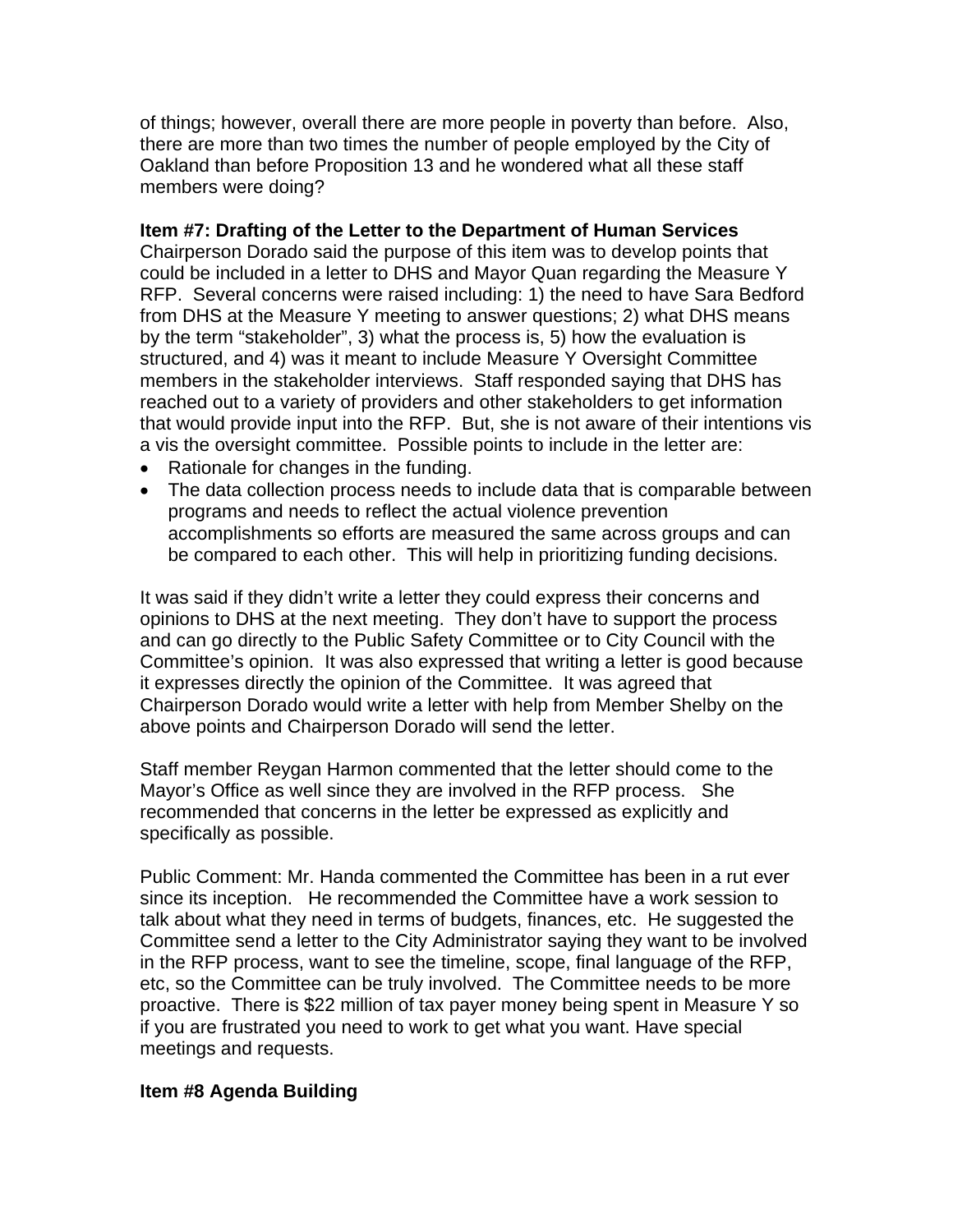of things; however, overall there are more people in poverty than before. Also, there are more than two times the number of people employed by the City of Oakland than before Proposition 13 and he wondered what all these staff members were doing?

**Item #7: Drafting of the Letter to the Department of Human Services**
Chairperson Dorado said the purpose of this item was to develop points that could be included in a letter to DHS and Mayor Quan regarding the Measure Y RFP. Several concerns were raised including: 1) the need to have Sara Bedford from DHS at the Measure Y meeting to answer questions; 2) what DHS means by the term "stakeholder", 3) what the process is, 5) how the evaluation is structured, and 4) was it meant to include Measure Y Oversight Committee members in the stakeholder interviews. Staff responded saying that DHS has reached out to a variety of providers and other stakeholders to get information that would provide input into the RFP. But, she is not aware of their intentions vis a vis the oversight committee. Possible points to include in the letter are:

- Rationale for changes in the funding.
- The data collection process needs to include data that is comparable between programs and needs to reflect the actual violence prevention accomplishments so efforts are measured the same across groups and can be compared to each other. This will help in prioritizing funding decisions.

It was said if they didn't write a letter they could express their concerns and opinions to DHS at the next meeting. They don't have to support the process and can go directly to the Public Safety Committee or to City Council with the Committee's opinion. It was also expressed that writing a letter is good because it expresses directly the opinion of the Committee. It was agreed that Chairperson Dorado would write a letter with help from Member Shelby on the above points and Chairperson Dorado will send the letter.

Staff member Reygan Harmon commented that the letter should come to the Mayor's Office as well since they are involved in the RFP process. She recommended that concerns in the letter be expressed as explicitly and specifically as possible.

Public Comment: Mr. Handa commented the Committee has been in a rut ever since its inception. He recommended the Committee have a work session to talk about what they need in terms of budgets, finances, etc. He suggested the Committee send a letter to the City Administrator saying they want to be involved in the RFP process, want to see the timeline, scope, final language of the RFP, etc, so the Committee can be truly involved. The Committee needs to be more proactive. There is $22 million of tax payer money being spent in Measure Y so if you are frustrated you need to work to get what you want. Have special meetings and requests.

**Item #8 Agenda Building**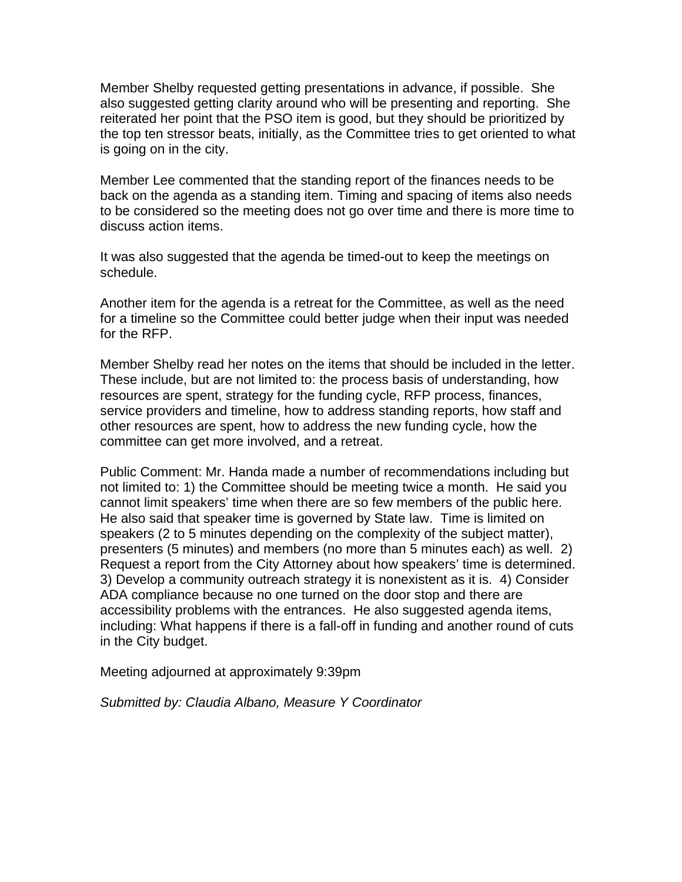Member Shelby requested getting presentations in advance, if possible. She also suggested getting clarity around who will be presenting and reporting. She reiterated her point that the PSO item is good, but they should be prioritized by the top ten stressor beats, initially, as the Committee tries to get oriented to what is going on in the city.

Member Lee commented that the standing report of the finances needs to be back on the agenda as a standing item. Timing and spacing of items also needs to be considered so the meeting does not go over time and there is more time to discuss action items.

It was also suggested that the agenda be timed-out to keep the meetings on schedule.

Another item for the agenda is a retreat for the Committee, as well as the need for a timeline so the Committee could better judge when their input was needed for the RFP.

Member Shelby read her notes on the items that should be included in the letter. These include, but are not limited to: the process basis of understanding, how resources are spent, strategy for the funding cycle, RFP process, finances, service providers and timeline, how to address standing reports, how staff and other resources are spent, how to address the new funding cycle, how the committee can get more involved, and a retreat.

Public Comment: Mr. Handa made a number of recommendations including but not limited to: 1) the Committee should be meeting twice a month. He said you cannot limit speakers' time when there are so few members of the public here. He also said that speaker time is governed by State law. Time is limited on speakers (2 to 5 minutes depending on the complexity of the subject matter), presenters (5 minutes) and members (no more than 5 minutes each) as well. 2) Request a report from the City Attorney about how speakers' time is determined. 3) Develop a community outreach strategy it is nonexistent as it is. 4) Consider ADA compliance because no one turned on the door stop and there are accessibility problems with the entrances. He also suggested agenda items, including: What happens if there is a fall-off in funding and another round of cuts in the City budget.

Meeting adjourned at approximately 9:39pm

*Submitted by: Claudia Albano, Measure Y Coordinator*